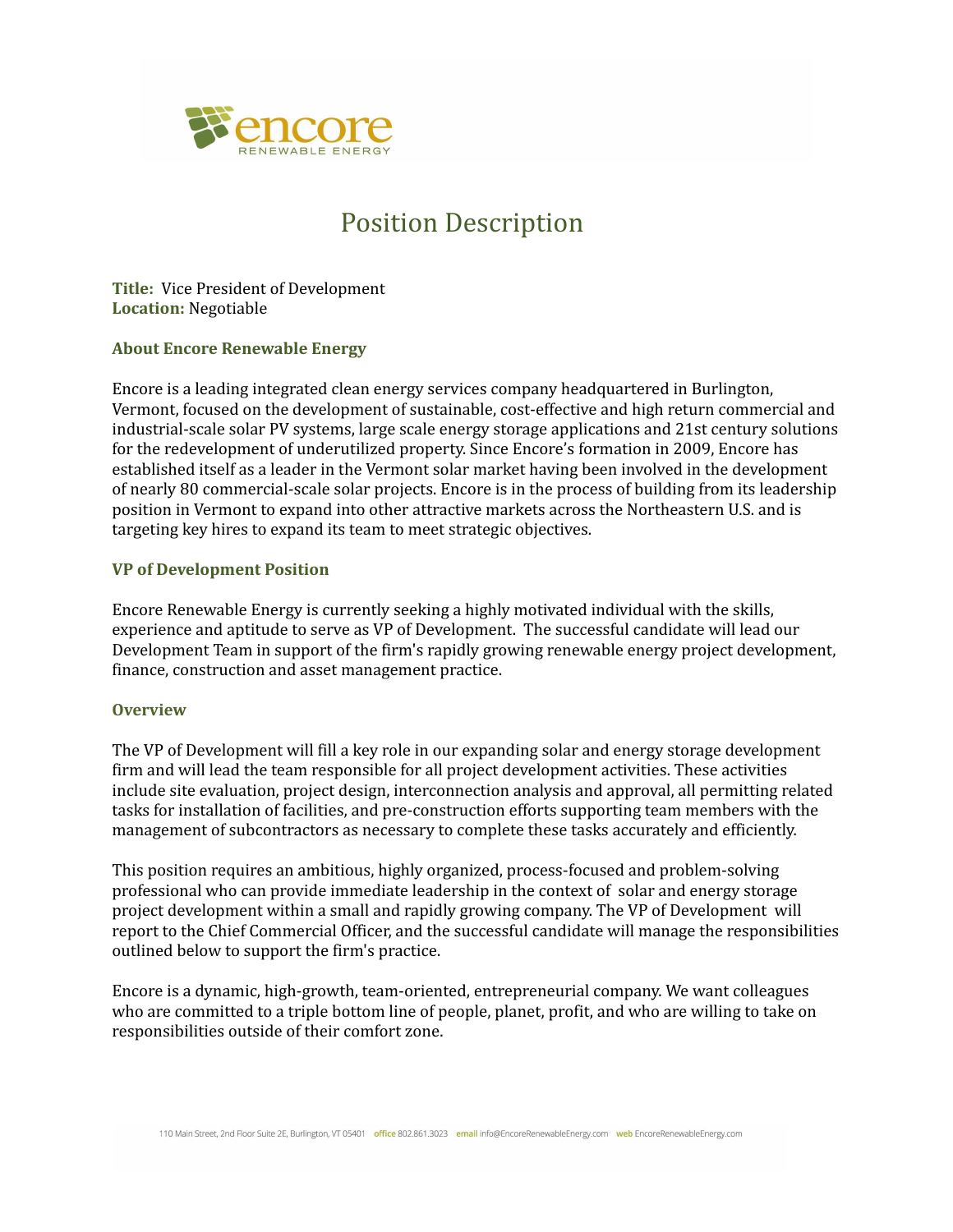# Position Description

**Title:** Vice President of Development
**Location:** Negotiable

## About Encore Renewable Energy

Encore is a leading integrated clean energy services company headquartered in Burlington, Vermont, focused on the development of sustainable, cost-effective and high return commercial and industrial-scale solar PV systems, large scale energy storage applications and 21st century solutions for the redevelopment of underutilized property. Since Encore's formation in 2009, Encore has established itself as a leader in the Vermont solar market having been involved in the development of nearly 80 commercial-scale solar projects. Encore is in the process of building from its leadership position in Vermont to expand into other attractive markets across the Northeastern U.S. and is targeting key hires to expand its team to meet strategic objectives.

## VP of Development Position

Encore Renewable Energy is currently seeking a highly motivated individual with the skills, experience and aptitude to serve as VP of Development. The successful candidate will lead our Development Team in support of the firm's rapidly growing renewable energy project development, finance, construction and asset management practice.

## Overview

The VP of Development will fill a key role in our expanding solar and energy storage development firm and will lead the team responsible for all project development activities. These activities include site evaluation, project design, interconnection analysis and approval, all permitting related tasks for installation of facilities, and pre-construction efforts supporting team members with the management of subcontractors as necessary to complete these tasks accurately and efficiently.

This position requires an ambitious, highly organized, process-focused and problem-solving professional who can provide immediate leadership in the context of solar and energy storage project development within a small and rapidly growing company. The VP of Development will report to the Chief Commercial Officer, and the successful candidate will manage the responsibilities outlined below to support the firm's practice.

Encore is a dynamic, high-growth, team-oriented, entrepreneurial company. We want colleagues who are committed to a triple bottom line of people, planet, profit, and who are willing to take on responsibilities outside of their comfort zone.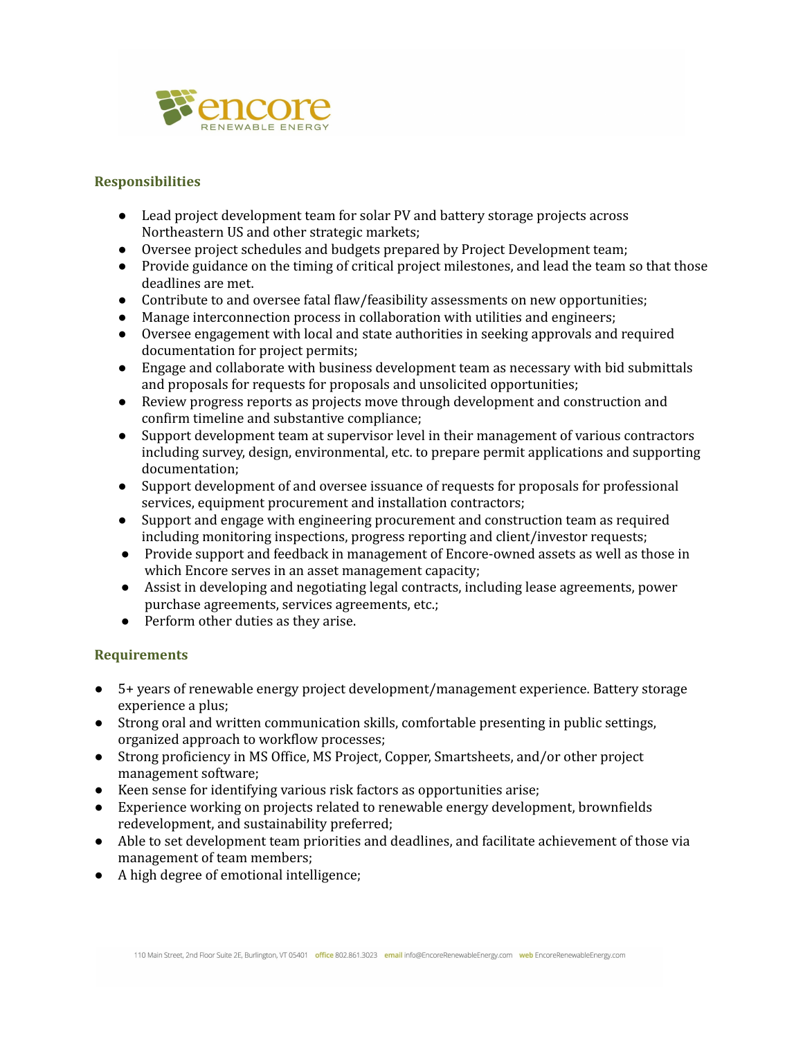## Responsibilities

- Lead project development team for solar PV and battery storage projects across Northeastern US and other strategic markets;
- Oversee project schedules and budgets prepared by Project Development team;
- Provide guidance on the timing of critical project milestones, and lead the team so that those deadlines are met.
- Contribute to and oversee fatal flaw/feasibility assessments on new opportunities;
- Manage interconnection process in collaboration with utilities and engineers;
- Oversee engagement with local and state authorities in seeking approvals and required documentation for project permits;
- Engage and collaborate with business development team as necessary with bid submittals and proposals for requests for proposals and unsolicited opportunities;
- Review progress reports as projects move through development and construction and confirm timeline and substantive compliance;
- Support development team at supervisor level in their management of various contractors including survey, design, environmental, etc. to prepare permit applications and supporting documentation;
- Support development of and oversee issuance of requests for proposals for professional services, equipment procurement and installation contractors;
- Support and engage with engineering procurement and construction team as required including monitoring inspections, progress reporting and client/investor requests;
- Provide support and feedback in management of Encore-owned assets as well as those in which Encore serves in an asset management capacity;
- Assist in developing and negotiating legal contracts, including lease agreements, power purchase agreements, services agreements, etc.;
- Perform other duties as they arise.

## Requirements

- 5+ years of renewable energy project development/management experience. Battery storage experience a plus;
- Strong oral and written communication skills, comfortable presenting in public settings, organized approach to workflow processes;
- Strong proficiency in MS Office, MS Project, Copper, Smartsheets, and/or other project management software;
- Keen sense for identifying various risk factors as opportunities arise;
- Experience working on projects related to renewable energy development, brownfields redevelopment, and sustainability preferred;
- Able to set development team priorities and deadlines, and facilitate achievement of those via management of team members;
- A high degree of emotional intelligence;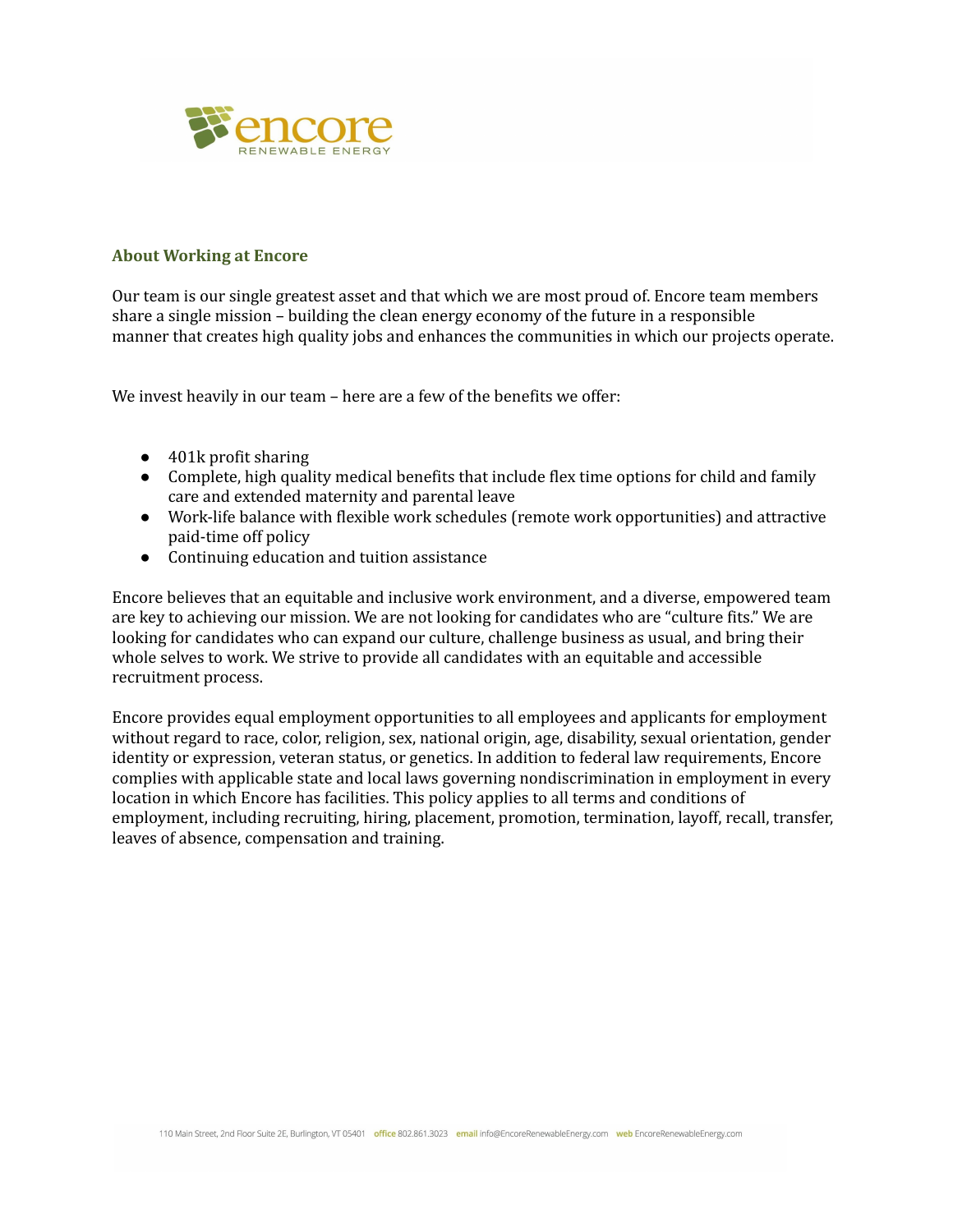## About Working at Encore

Our team is our single greatest asset and that which we are most proud of. Encore team members share a single mission – building the clean energy economy of the future in a responsible manner that creates high quality jobs and enhances the communities in which our projects operate.

We invest heavily in our team – here are a few of the benefits we offer:

- 401k profit sharing
- Complete, high quality medical benefits that include flex time options for child and family care and extended maternity and parental leave
- Work-life balance with flexible work schedules (remote work opportunities) and attractive paid-time off policy
- Continuing education and tuition assistance

Encore believes that an equitable and inclusive work environment, and a diverse, empowered team are key to achieving our mission. We are not looking for candidates who are "culture fits." We are looking for candidates who can expand our culture, challenge business as usual, and bring their whole selves to work. We strive to provide all candidates with an equitable and accessible recruitment process.

Encore provides equal employment opportunities to all employees and applicants for employment without regard to race, color, religion, sex, national origin, age, disability, sexual orientation, gender identity or expression, veteran status, or genetics. In addition to federal law requirements, Encore complies with applicable state and local laws governing nondiscrimination in employment in every location in which Encore has facilities. This policy applies to all terms and conditions of employment, including recruiting, hiring, placement, promotion, termination, layoff, recall, transfer, leaves of absence, compensation and training.